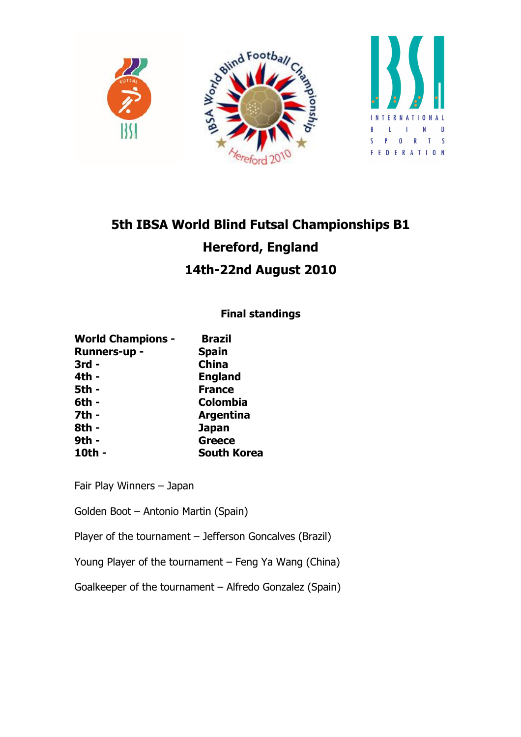# 5th IBSA World Blind Futsal Championships B1

## Hereford, England

## 14th-22nd August 2010

### Final standings

| | |
|---|---|
| **World Champions -** | **Brazil** |
| **Runners-up -** | **Spain** |
| **3rd -** | **China** |
| **4th -** | **England** |
| **5th -** | **France** |
| **6th -** | **Colombia** |
| **7th -** | **Argentina** |
| **8th -** | **Japan** |
| **9th -** | **Greece** |
| **10th -** | **South Korea** |

Fair Play Winners – Japan

Golden Boot – Antonio Martin (Spain)

Player of the tournament – Jefferson Goncalves (Brazil)

Young Player of the tournament – Feng Ya Wang (China)

Goalkeeper of the tournament – Alfredo Gonzalez (Spain)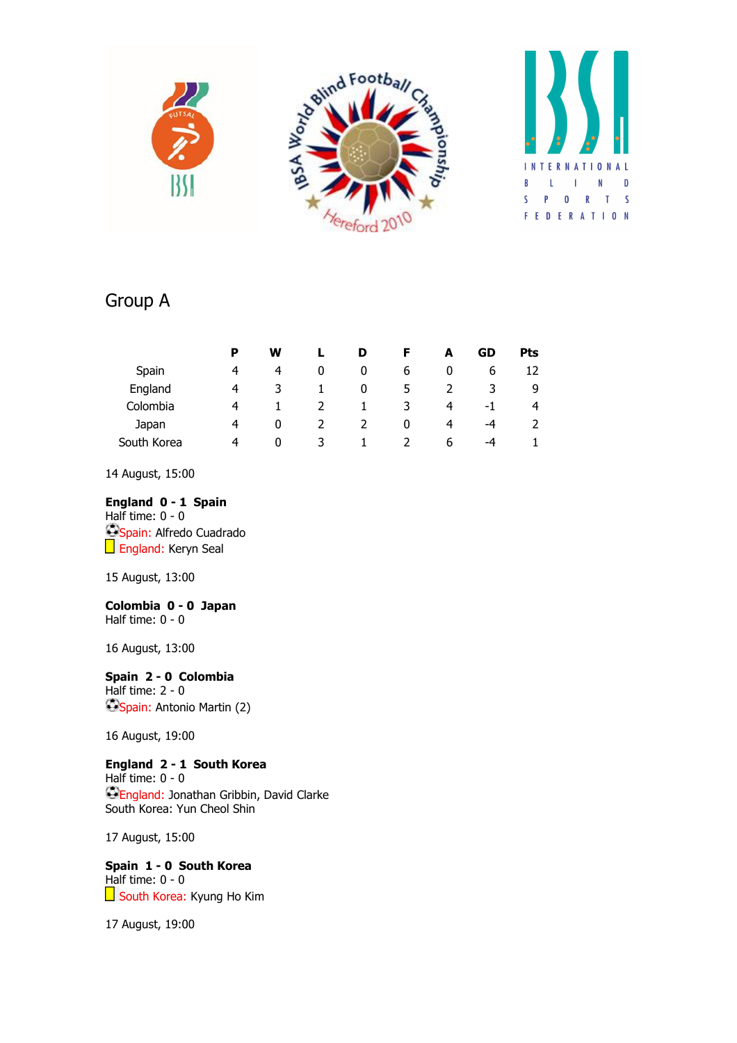## Group A

| | P | W | L | D | F | A | GD | Pts |
|---|---|---|---|---|---|---|---|---|
| Spain | 4 | 4 | 0 | 0 | 6 | 0 | 6 | 12 |
| England | 4 | 3 | 1 | 0 | 5 | 2 | 3 | 9 |
| Colombia | 4 | 1 | 2 | 1 | 3 | 4 | -1 | 4 |
| Japan | 4 | 0 | 2 | 2 | 0 | 4 | -4 | 2 |
| South Korea | 4 | 0 | 3 | 1 | 2 | 6 | -4 | 1 |

14 August, 15:00

**England 0 - 1 Spain**
Half time: 0 - 0
Spain: Alfredo Cuadrado
England: Keryn Seal

15 August, 13:00

**Colombia 0 - 0 Japan**
Half time: 0 - 0

16 August, 13:00

**Spain 2 - 0 Colombia**
Half time: 2 - 0
Spain: Antonio Martin (2)

16 August, 19:00

**England 2 - 1 South Korea**
Half time: 0 - 0
England: Jonathan Gribbin, David Clarke
South Korea: Yun Cheol Shin

17 August, 15:00

**Spain 1 - 0 South Korea**
Half time: 0 - 0
South Korea: Kyung Ho Kim

17 August, 19:00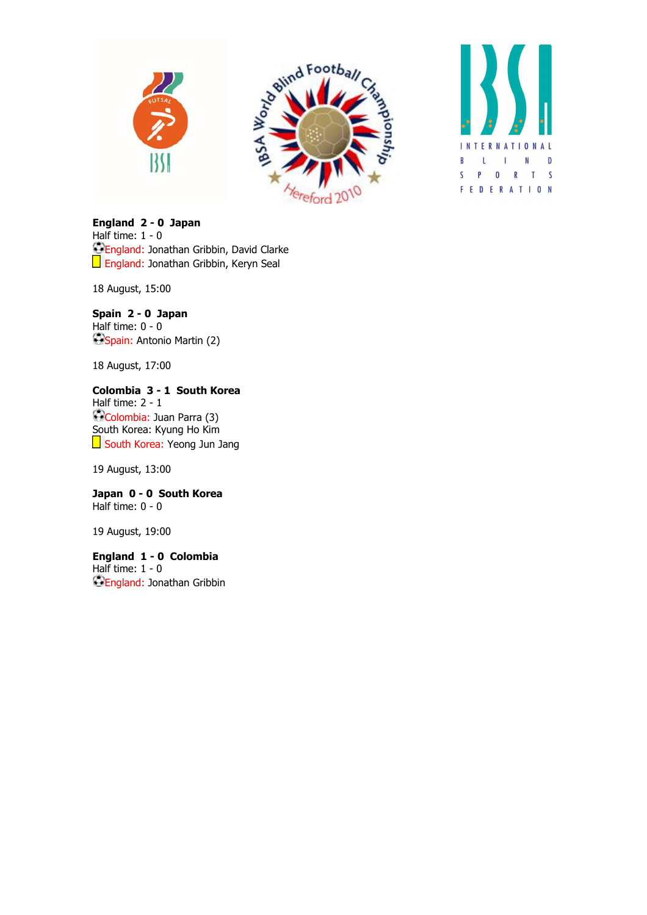**England 2 - 0 Japan**
Half time: 1 - 0
England: Jonathan Gribbin, David Clarke
England: Jonathan Gribbin, Keryn Seal

18 August, 15:00

**Spain 2 - 0 Japan**
Half time: 0 - 0
Spain: Antonio Martin (2)

18 August, 17:00

**Colombia 3 - 1 South Korea**
Half time: 2 - 1
Colombia: Juan Parra (3)
South Korea: Kyung Ho Kim
South Korea: Yeong Jun Jang

19 August, 13:00

**Japan 0 - 0 South Korea**
Half time: 0 - 0

19 August, 19:00

**England 1 - 0 Colombia**
Half time: 1 - 0
England: Jonathan Gribbin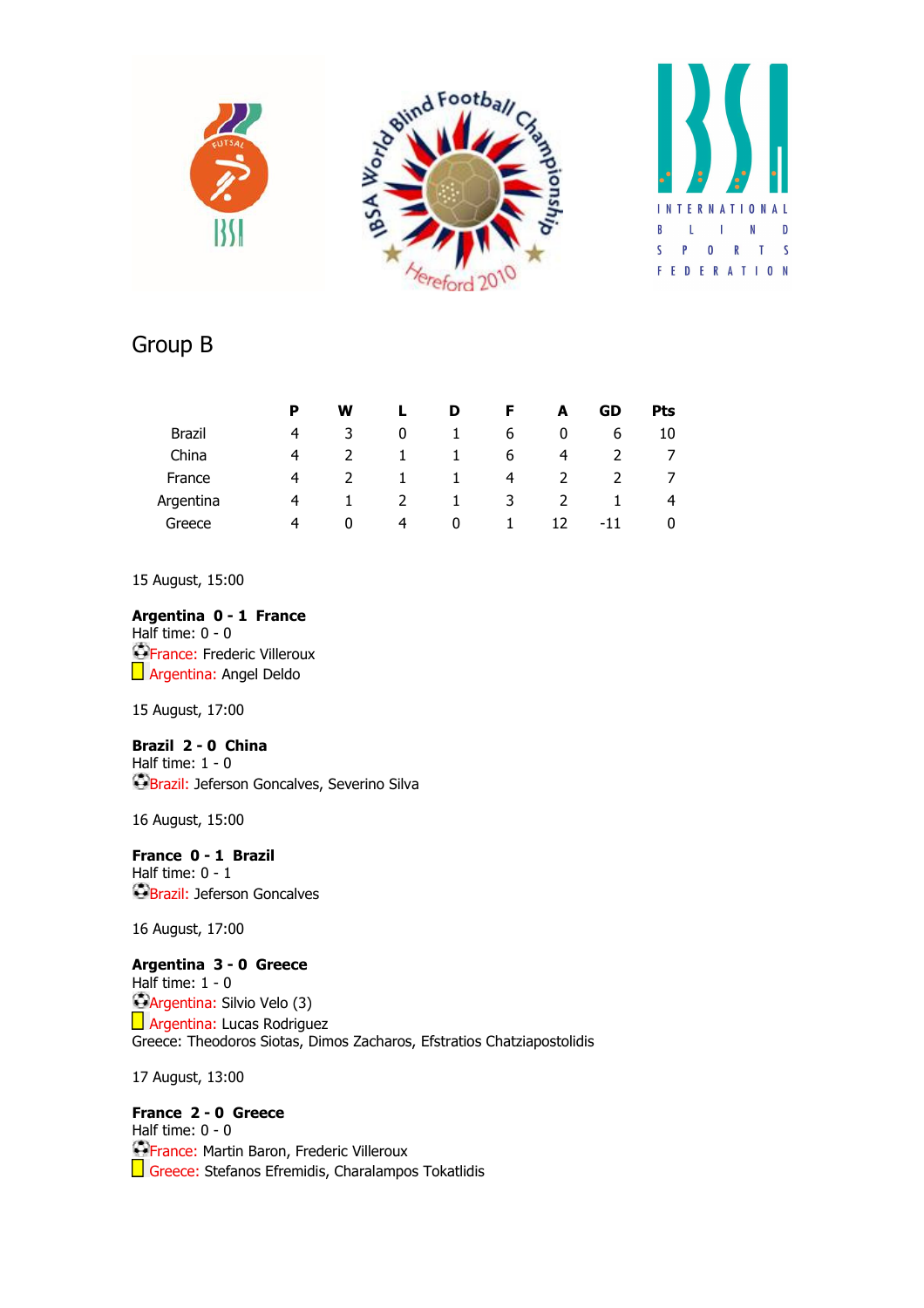## Group B

| | P | W | L | D | F | A | GD | Pts |
|---|---|---|---|---|---|---|---|---|
| Brazil | 4 | 3 | 0 | 1 | 6 | 0 | 6 | 10 |
| China | 4 | 2 | 1 | 1 | 6 | 4 | 2 | 7 |
| France | 4 | 2 | 1 | 1 | 4 | 2 | 2 | 7 |
| Argentina | 4 | 1 | 2 | 1 | 3 | 2 | 1 | 4 |
| Greece | 4 | 0 | 4 | 0 | 1 | 12 | -11 | 0 |

15 August, 15:00

**Argentina 0 - 1 France**
Half time: 0 - 0
France: Frederic Villeroux
Argentina: Angel Deldo

15 August, 17:00

**Brazil 2 - 0 China**
Half time: 1 - 0
Brazil: Jeferson Goncalves, Severino Silva

16 August, 15:00

**France 0 - 1 Brazil**
Half time: 0 - 1
Brazil: Jeferson Goncalves

16 August, 17:00

**Argentina 3 - 0 Greece**
Half time: 1 - 0
Argentina: Silvio Velo (3)
Argentina: Lucas Rodriguez
Greece: Theodoros Siotas, Dimos Zacharos, Efstratios Chatziapostolidis

17 August, 13:00

**France 2 - 0 Greece**
Half time: 0 - 0
France: Martin Baron, Frederic Villeroux
Greece: Stefanos Efremidis, Charalampos Tokatlidis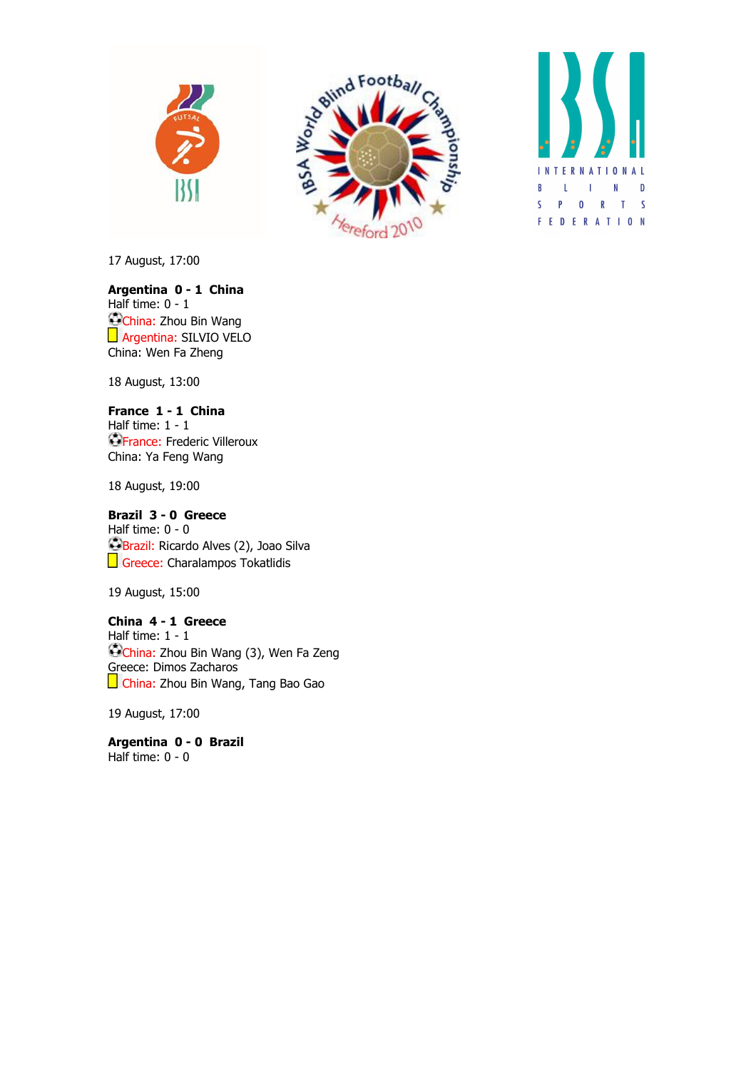17 August, 17:00

**Argentina 0 - 1 China**
Half time: 0 - 1
China: Zhou Bin Wang
Argentina: SILVIO VELO
China: Wen Fa Zheng

18 August, 13:00

**France 1 - 1 China**
Half time: 1 - 1
France: Frederic Villeroux
China: Ya Feng Wang

18 August, 19:00

**Brazil 3 - 0 Greece**
Half time: 0 - 0
Brazil: Ricardo Alves (2), Joao Silva
Greece: Charalampos Tokatlidis

19 August, 15:00

**China 4 - 1 Greece**
Half time: 1 - 1
China: Zhou Bin Wang (3), Wen Fa Zeng
Greece: Dimos Zacharos
China: Zhou Bin Wang, Tang Bao Gao

19 August, 17:00

**Argentina 0 - 0 Brazil**
Half time: 0 - 0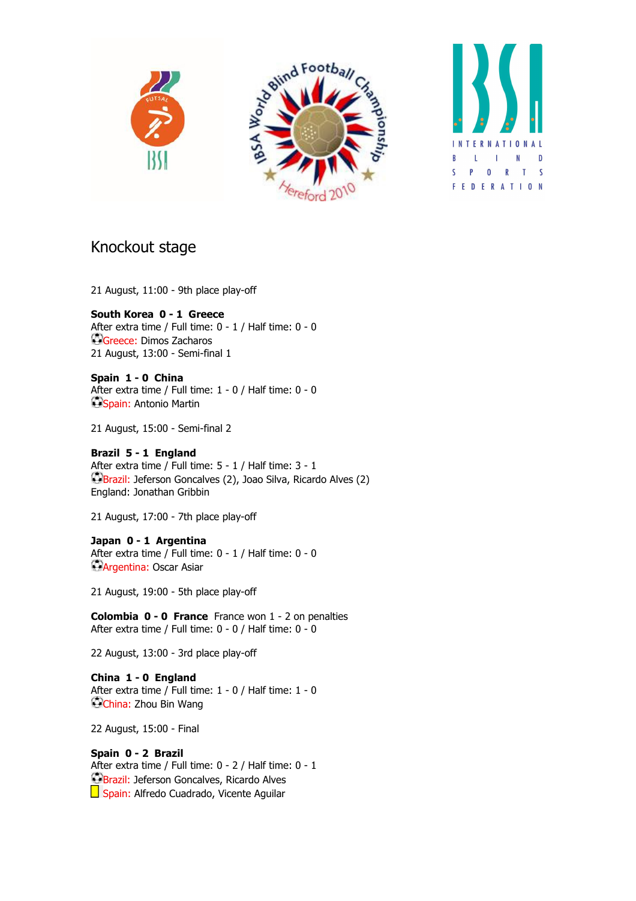## Knockout stage

21 August, 11:00 - 9th place play-off

**South Korea 0 - 1 Greece**
After extra time / Full time: 0 - 1 / Half time: 0 - 0
Greece: Dimos Zacharos
21 August, 13:00 - Semi-final 1

**Spain 1 - 0 China**
After extra time / Full time: 1 - 0 / Half time: 0 - 0
Spain: Antonio Martin

21 August, 15:00 - Semi-final 2

**Brazil 5 - 1 England**
After extra time / Full time: 5 - 1 / Half time: 3 - 1
Brazil: Jeferson Goncalves (2), Joao Silva, Ricardo Alves (2)
England: Jonathan Gribbin

21 August, 17:00 - 7th place play-off

**Japan 0 - 1 Argentina**
After extra time / Full time: 0 - 1 / Half time: 0 - 0
Argentina: Oscar Asiar

21 August, 19:00 - 5th place play-off

**Colombia 0 - 0 France** France won 1 - 2 on penalties
After extra time / Full time: 0 - 0 / Half time: 0 - 0

22 August, 13:00 - 3rd place play-off

**China 1 - 0 England**
After extra time / Full time: 1 - 0 / Half time: 1 - 0
China: Zhou Bin Wang

22 August, 15:00 - Final

**Spain 0 - 2 Brazil**
After extra time / Full time: 0 - 2 / Half time: 0 - 1
Brazil: Jeferson Goncalves, Ricardo Alves
Spain: Alfredo Cuadrado, Vicente Aguilar